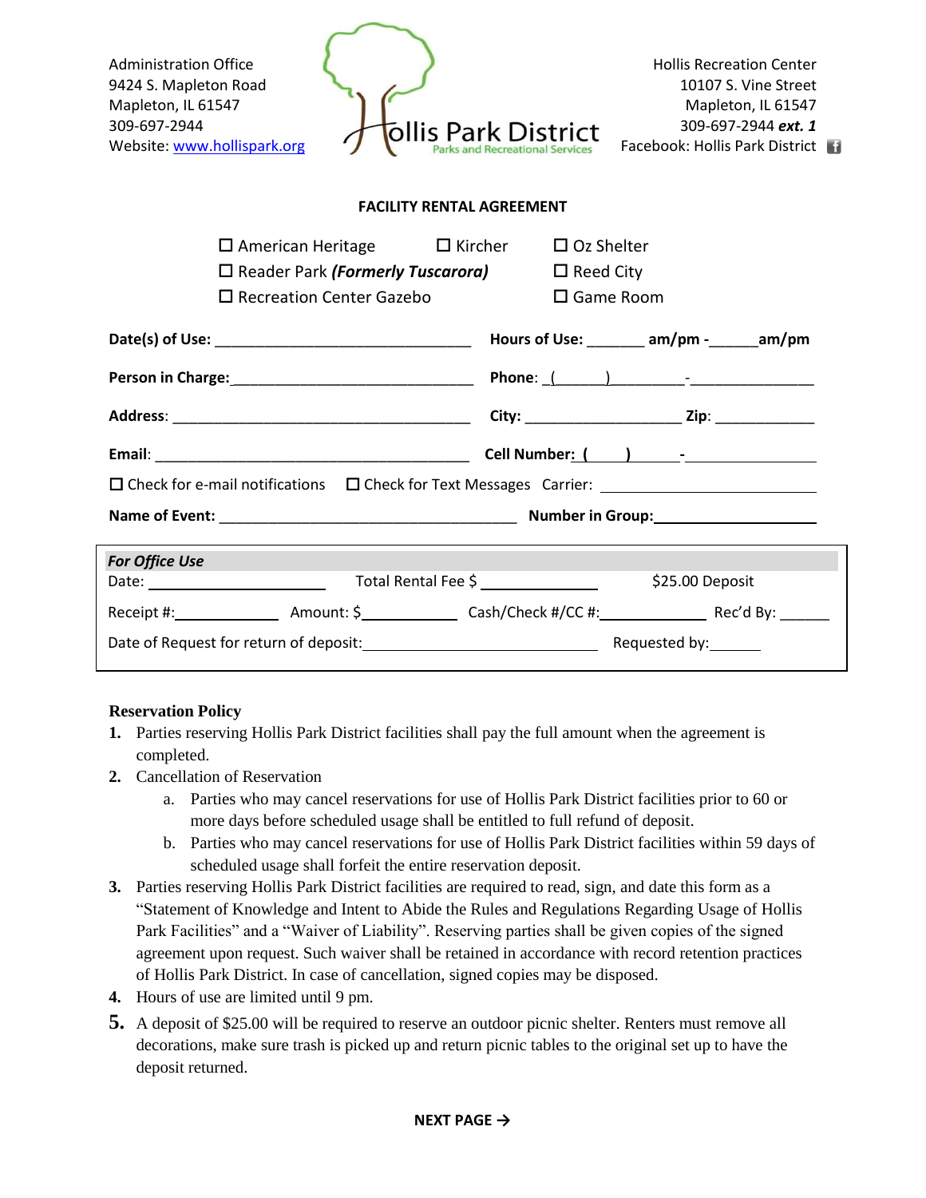Administration Office
9424 S. Mapleton Road
Mapleton, IL 61547
309-697-2944
Website: www.hollispark.org

Hollis Park District
Parks and Recreational Services

Hollis Recreation Center
10107 S. Vine Street
Mapleton, IL 61547
309-697-2944 ***ext. 1***
Facebook: Hollis Park District

**FACILITY RENTAL AGREEMENT**

☐ American Heritage ☐ Kircher ☐ Oz Shelter
☐ Reader Park ***(Formerly Tuscarora)*** ☐ Reed City
☐ Recreation Center Gazebo ☐ Game Room

**Date(s) of Use:** ______________________________ **Hours of Use:** _______ **am/pm -**______**am/pm**

**Person in Charge:**______________________________ **Phone**: (______)_________-_______________

**Address**: ____________________________________ **City:** ___________________ **Zip**: ____________

**Email**: ______________________________________ **Cell Number:** (_____) ______-________________

☐ Check for e-mail notifications ☐ Check for Text Messages Carrier: ________________________

**Name of Event:** ___________________________________ **Number in Group:**____________________

***For Office Use***

Date: ______________________ Total Rental Fee $ ______________ $25.00 Deposit

Receipt #:_____________ Amount: $____________ Cash/Check #/CC #:_____________ Rec'd By: ______

Date of Request for return of deposit:______________________________ Requested by:______

**Reservation Policy**

1. Parties reserving Hollis Park District facilities shall pay the full amount when the agreement is completed.
2. Cancellation of Reservation
   a. Parties who may cancel reservations for use of Hollis Park District facilities prior to 60 or more days before scheduled usage shall be entitled to full refund of deposit.
   b. Parties who may cancel reservations for use of Hollis Park District facilities within 59 days of scheduled usage shall forfeit the entire reservation deposit.
3. Parties reserving Hollis Park District facilities are required to read, sign, and date this form as a "Statement of Knowledge and Intent to Abide the Rules and Regulations Regarding Usage of Hollis Park Facilities" and a "Waiver of Liability". Reserving parties shall be given copies of the signed agreement upon request. Such waiver shall be retained in accordance with record retention practices of Hollis Park District. In case of cancellation, signed copies may be disposed.
4. Hours of use are limited until 9 pm.
5. A deposit of $25.00 will be required to reserve an outdoor picnic shelter. Renters must remove all decorations, make sure trash is picked up and return picnic tables to the original set up to have the deposit returned.

**NEXT PAGE →**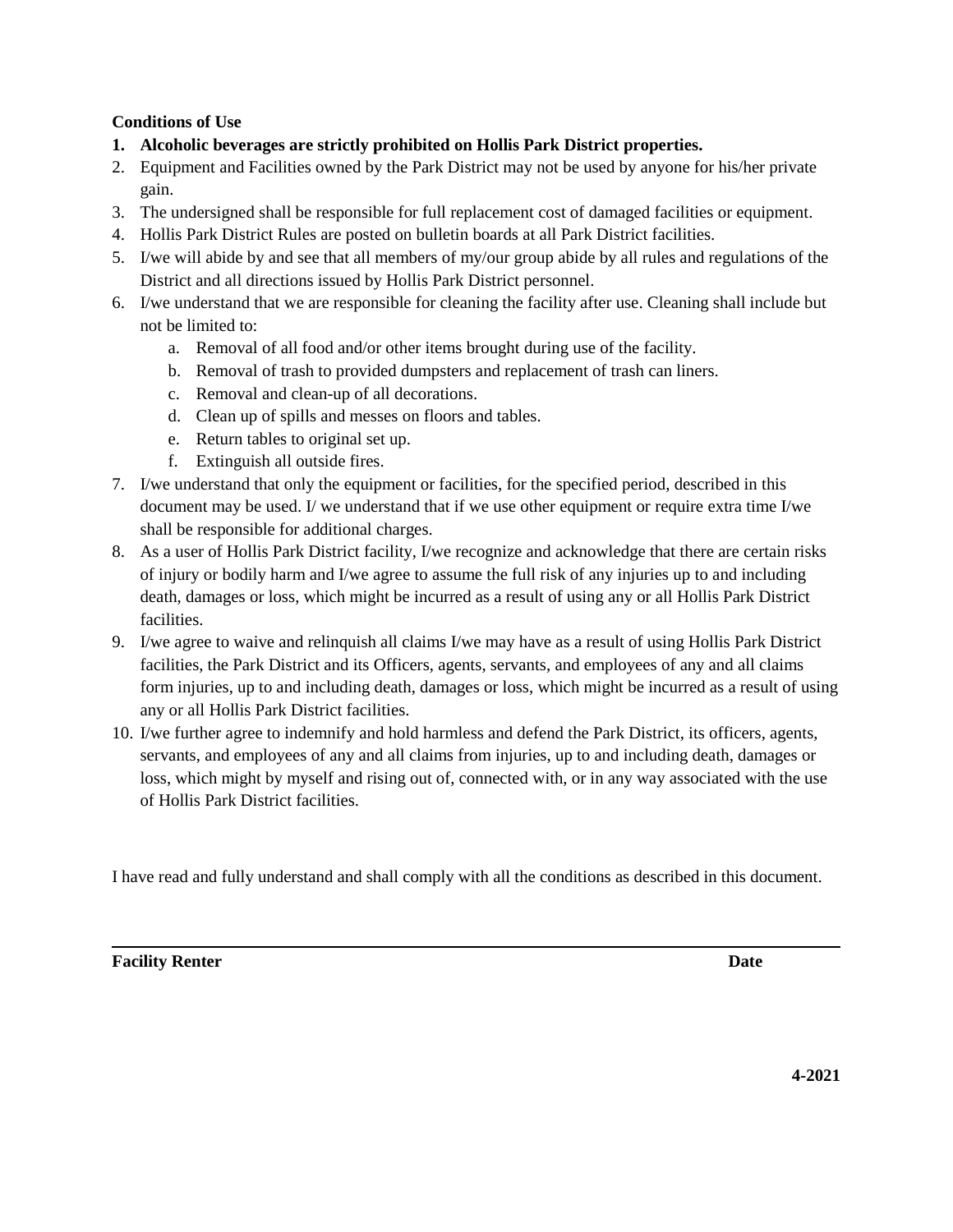**Conditions of Use**

1. **Alcoholic beverages are strictly prohibited on Hollis Park District properties.**
2. Equipment and Facilities owned by the Park District may not be used by anyone for his/her private gain.
3. The undersigned shall be responsible for full replacement cost of damaged facilities or equipment.
4. Hollis Park District Rules are posted on bulletin boards at all Park District facilities.
5. I/we will abide by and see that all members of my/our group abide by all rules and regulations of the District and all directions issued by Hollis Park District personnel.
6. I/we understand that we are responsible for cleaning the facility after use. Cleaning shall include but not be limited to:
    a. Removal of all food and/or other items brought during use of the facility.
    b. Removal of trash to provided dumpsters and replacement of trash can liners.
    c. Removal and clean-up of all decorations.
    d. Clean up of spills and messes on floors and tables.
    e. Return tables to original set up.
    f. Extinguish all outside fires.
7. I/we understand that only the equipment or facilities, for the specified period, described in this document may be used. I/ we understand that if we use other equipment or require extra time I/we shall be responsible for additional charges.
8. As a user of Hollis Park District facility, I/we recognize and acknowledge that there are certain risks of injury or bodily harm and I/we agree to assume the full risk of any injuries up to and including death, damages or loss, which might be incurred as a result of using any or all Hollis Park District facilities.
9. I/we agree to waive and relinquish all claims I/we may have as a result of using Hollis Park District facilities, the Park District and its Officers, agents, servants, and employees of any and all claims form injuries, up to and including death, damages or loss, which might be incurred as a result of using any or all Hollis Park District facilities.
10. I/we further agree to indemnify and hold harmless and defend the Park District, its officers, agents, servants, and employees of any and all claims from injuries, up to and including death, damages or loss, which might by myself and rising out of, connected with, or in any way associated with the use of Hollis Park District facilities.

I have read and fully understand and shall comply with all the conditions as described in this document.

---

**Facility Renter** **Date**

**4-2021**